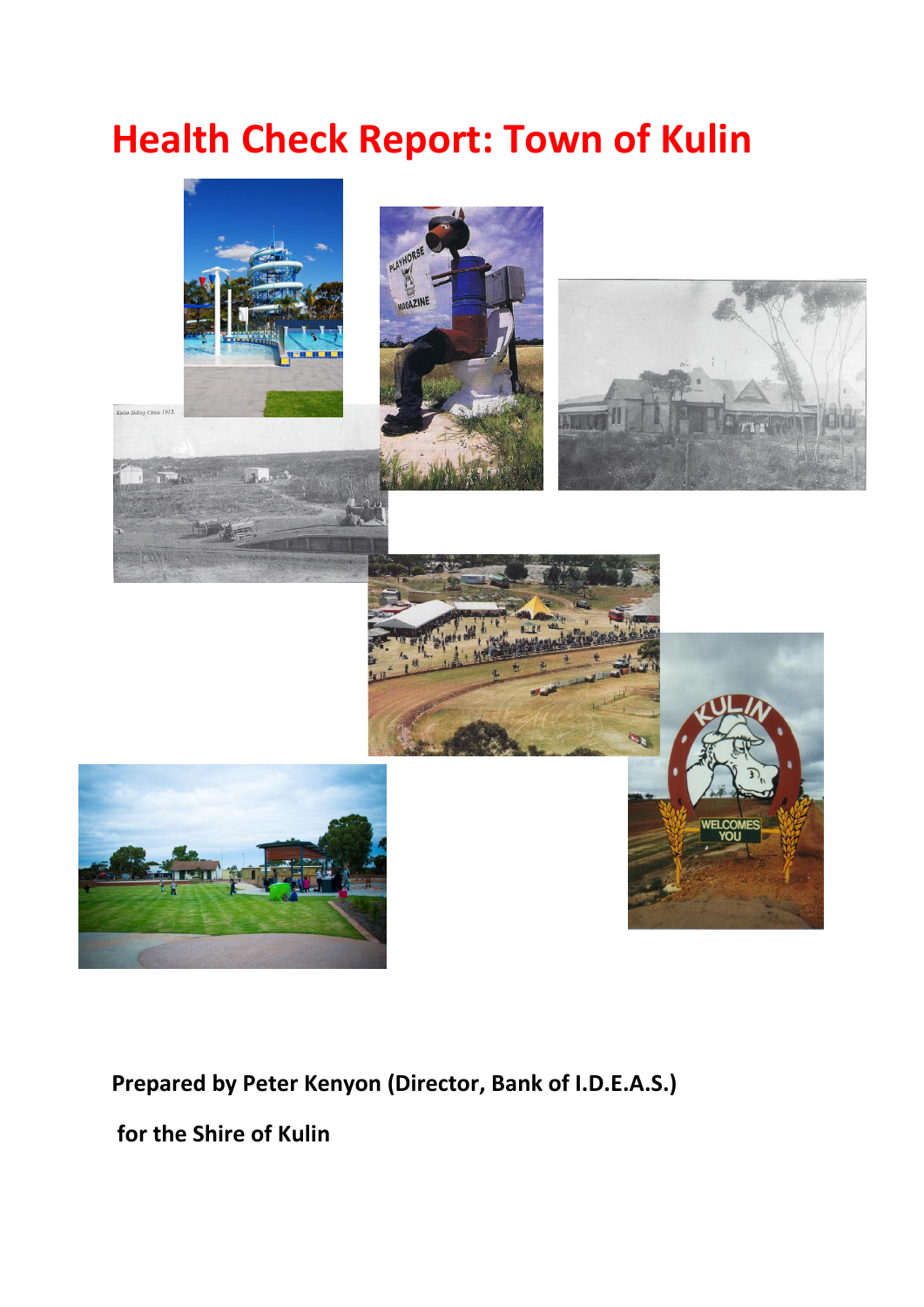# Health Check Report: Town of Kulin

**Prepared by Peter Kenyon (Director, Bank of I.D.E.A.S.)**

**for the Shire of Kulin**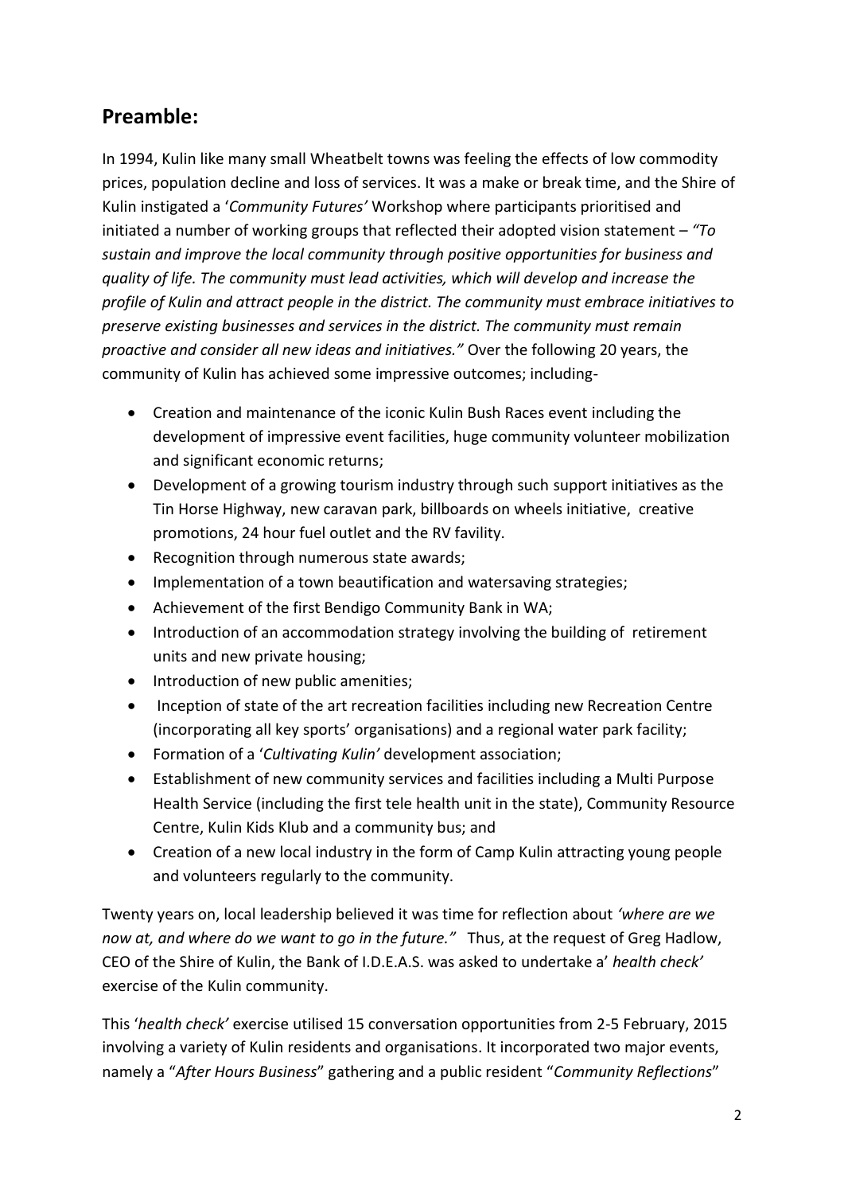## Preamble:

In 1994, Kulin like many small Wheatbelt towns was feeling the effects of low commodity prices, population decline and loss of services. It was a make or break time, and the Shire of Kulin instigated a '*Community Futures'* Workshop where participants prioritised and initiated a number of working groups that reflected their adopted vision statement – *"To sustain and improve the local community through positive opportunities for business and quality of life. The community must lead activities, which will develop and increase the profile of Kulin and attract people in the district. The community must embrace initiatives to preserve existing businesses and services in the district. The community must remain proactive and consider all new ideas and initiatives."* Over the following 20 years, the community of Kulin has achieved some impressive outcomes; including-

- Creation and maintenance of the iconic Kulin Bush Races event including the development of impressive event facilities, huge community volunteer mobilization and significant economic returns;
- Development of a growing tourism industry through such support initiatives as the Tin Horse Highway, new caravan park, billboards on wheels initiative, creative promotions, 24 hour fuel outlet and the RV favility.
- Recognition through numerous state awards;
- Implementation of a town beautification and watersaving strategies;
- Achievement of the first Bendigo Community Bank in WA;
- Introduction of an accommodation strategy involving the building of retirement units and new private housing;
- Introduction of new public amenities;
- Inception of state of the art recreation facilities including new Recreation Centre (incorporating all key sports' organisations) and a regional water park facility;
- Formation of a '*Cultivating Kulin'* development association;
- Establishment of new community services and facilities including a Multi Purpose Health Service (including the first tele health unit in the state), Community Resource Centre, Kulin Kids Klub and a community bus; and
- Creation of a new local industry in the form of Camp Kulin attracting young people and volunteers regularly to the community.

Twenty years on, local leadership believed it was time for reflection about *'where are we now at, and where do we want to go in the future."* Thus, at the request of Greg Hadlow, CEO of the Shire of Kulin, the Bank of I.D.E.A.S. was asked to undertake a' *health check'* exercise of the Kulin community.

This '*health check'* exercise utilised 15 conversation opportunities from 2-5 February, 2015 involving a variety of Kulin residents and organisations. It incorporated two major events, namely a "*After Hours Business*" gathering and a public resident "*Community Reflections*"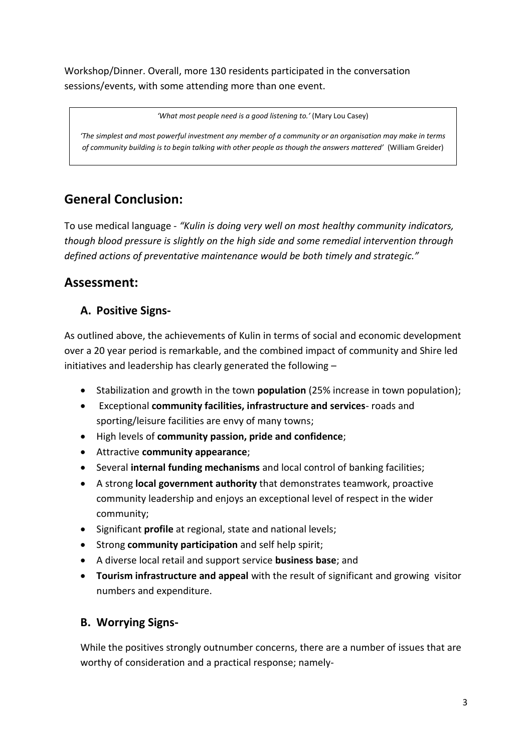Workshop/Dinner. Overall, more 130 residents participated in the conversation sessions/events, with some attending more than one event.

> *'What most people need is a good listening to.'* (Mary Lou Casey)
>
> *'The simplest and most powerful investment any member of a community or an organisation may make in terms of community building is to begin talking with other people as though the answers mattered'* (William Greider)

## General Conclusion:

To use medical language - *"Kulin is doing very well on most healthy community indicators, though blood pressure is slightly on the high side and some remedial intervention through defined actions of preventative maintenance would be both timely and strategic."*

## Assessment:

### A. Positive Signs-

As outlined above, the achievements of Kulin in terms of social and economic development over a 20 year period is remarkable, and the combined impact of community and Shire led initiatives and leadership has clearly generated the following –

- Stabilization and growth in the town **population** (25% increase in town population);
- Exceptional **community facilities, infrastructure and services**- roads and sporting/leisure facilities are envy of many towns;
- High levels of **community passion, pride and confidence**;
- Attractive **community appearance**;
- Several **internal funding mechanisms** and local control of banking facilities;
- A strong **local government authority** that demonstrates teamwork, proactive community leadership and enjoys an exceptional level of respect in the wider community;
- Significant **profile** at regional, state and national levels;
- Strong **community participation** and self help spirit;
- A diverse local retail and support service **business base**; and
- **Tourism infrastructure and appeal** with the result of significant and growing visitor numbers and expenditure.

### B. Worrying Signs-

While the positives strongly outnumber concerns, there are a number of issues that are worthy of consideration and a practical response; namely-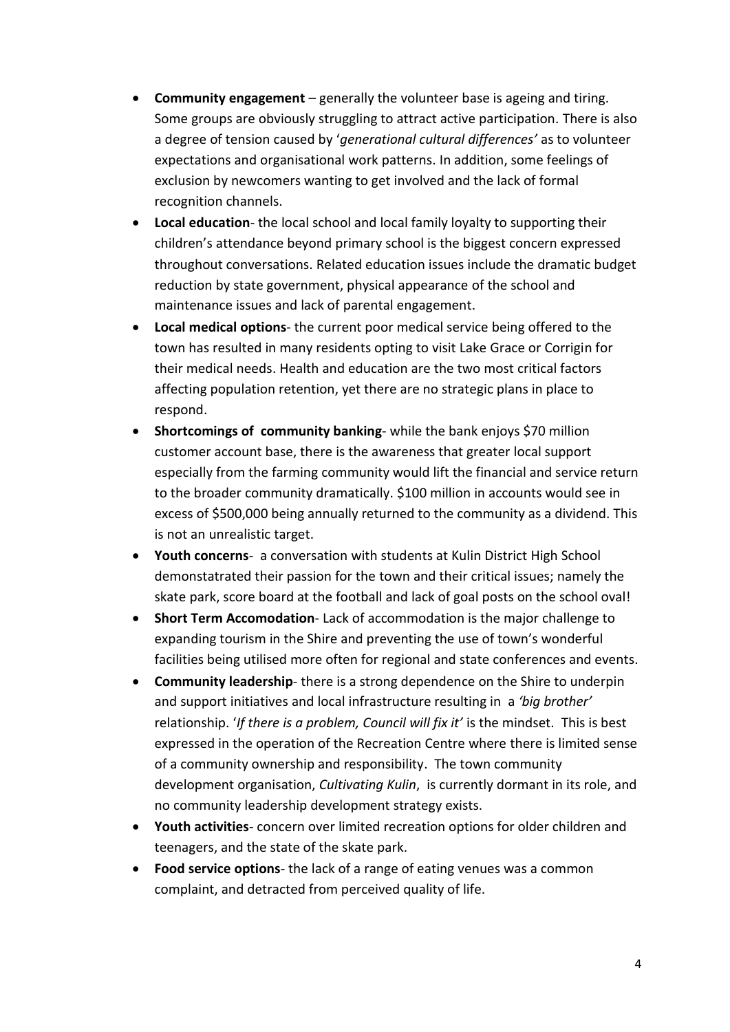- **Community engagement** – generally the volunteer base is ageing and tiring. Some groups are obviously struggling to attract active participation. There is also a degree of tension caused by '*generational cultural differences'* as to volunteer expectations and organisational work patterns. In addition, some feelings of exclusion by newcomers wanting to get involved and the lack of formal recognition channels.
- **Local education**- the local school and local family loyalty to supporting their children's attendance beyond primary school is the biggest concern expressed throughout conversations. Related education issues include the dramatic budget reduction by state government, physical appearance of the school and maintenance issues and lack of parental engagement.
- **Local medical options**- the current poor medical service being offered to the town has resulted in many residents opting to visit Lake Grace or Corrigin for their medical needs. Health and education are the two most critical factors affecting population retention, yet there are no strategic plans in place to respond.
- **Shortcomings of community banking**- while the bank enjoys $70 million customer account base, there is the awareness that greater local support especially from the farming community would lift the financial and service return to the broader community dramatically. $100 million in accounts would see in excess of $500,000 being annually returned to the community as a dividend. This is not an unrealistic target.
- **Youth concerns**- a conversation with students at Kulin District High School demonstatrated their passion for the town and their critical issues; namely the skate park, score board at the football and lack of goal posts on the school oval!
- **Short Term Accomodation**- Lack of accommodation is the major challenge to expanding tourism in the Shire and preventing the use of town's wonderful facilities being utilised more often for regional and state conferences and events.
- **Community leadership**- there is a strong dependence on the Shire to underpin and support initiatives and local infrastructure resulting in a *'big brother'* relationship. '*If there is a problem, Council will fix it'* is the mindset. This is best expressed in the operation of the Recreation Centre where there is limited sense of a community ownership and responsibility. The town community development organisation, *Cultivating Kulin*, is currently dormant in its role, and no community leadership development strategy exists.
- **Youth activities**- concern over limited recreation options for older children and teenagers, and the state of the skate park.
- **Food service options**- the lack of a range of eating venues was a common complaint, and detracted from perceived quality of life.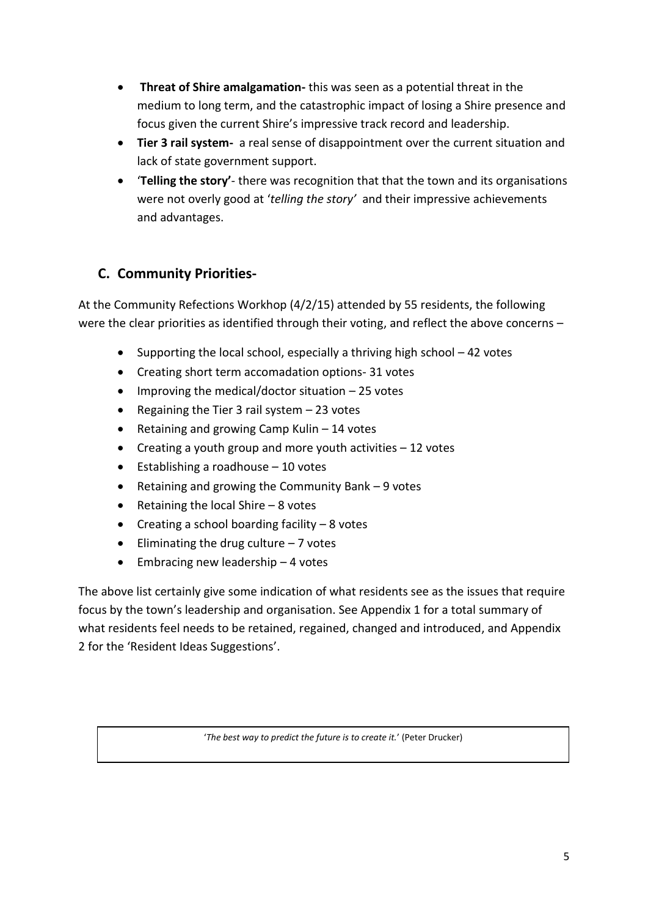- **Threat of Shire amalgamation-** this was seen as a potential threat in the medium to long term, and the catastrophic impact of losing a Shire presence and focus given the current Shire's impressive track record and leadership.
- **Tier 3 rail system-** a real sense of disappointment over the current situation and lack of state government support.
- '**Telling the story'**- there was recognition that that the town and its organisations were not overly good at '*telling the story'* and their impressive achievements and advantages.

## C. Community Priorities-

At the Community Refections Workhop (4/2/15) attended by 55 residents, the following were the clear priorities as identified through their voting, and reflect the above concerns –

- Supporting the local school, especially a thriving high school – 42 votes
- Creating short term accomadation options- 31 votes
- Improving the medical/doctor situation – 25 votes
- Regaining the Tier 3 rail system – 23 votes
- Retaining and growing Camp Kulin – 14 votes
- Creating a youth group and more youth activities – 12 votes
- Establishing a roadhouse – 10 votes
- Retaining and growing the Community Bank – 9 votes
- Retaining the local Shire – 8 votes
- Creating a school boarding facility – 8 votes
- Eliminating the drug culture – 7 votes
- Embracing new leadership – 4 votes

The above list certainly give some indication of what residents see as the issues that require focus by the town's leadership and organisation. See Appendix 1 for a total summary of what residents feel needs to be retained, regained, changed and introduced, and Appendix 2 for the 'Resident Ideas Suggestions'.

'*The best way to predict the future is to create it.*' (Peter Drucker)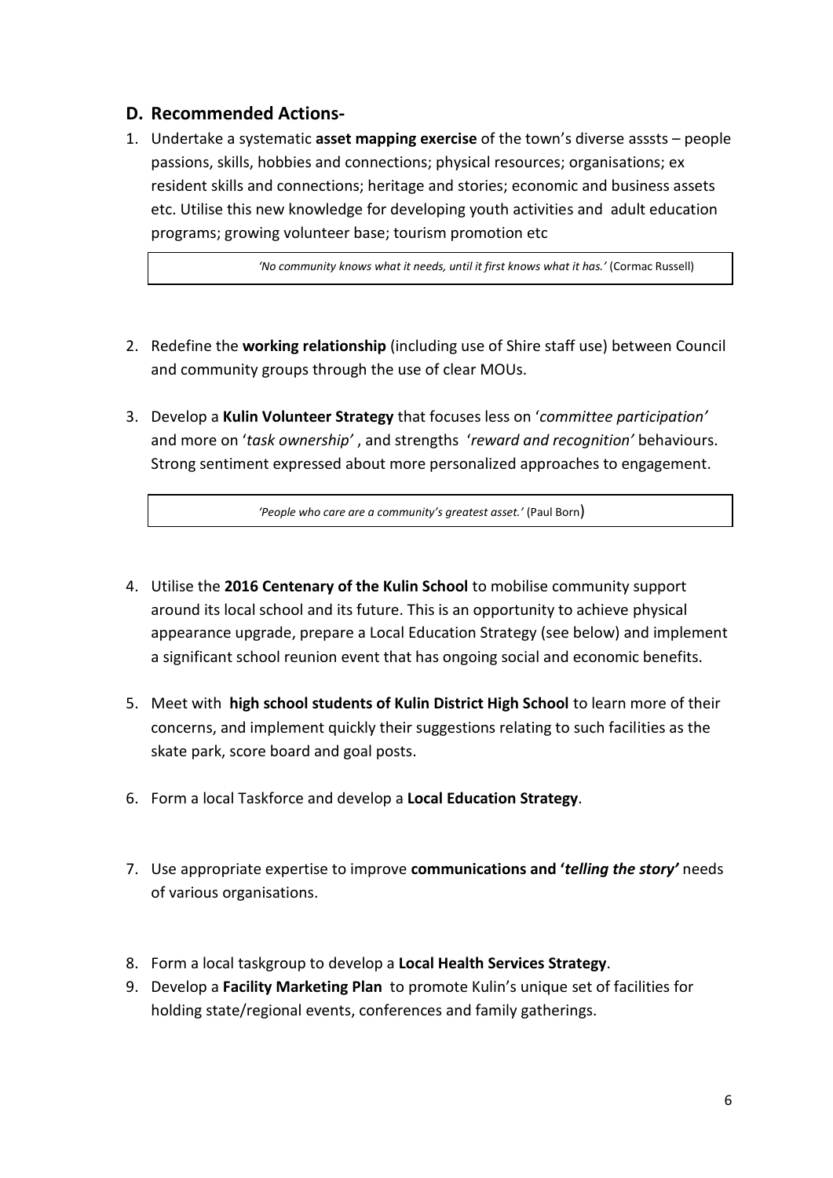## D. Recommended Actions-

1. Undertake a systematic **asset mapping exercise** of the town's diverse asssts – people passions, skills, hobbies and connections; physical resources; organisations; ex resident skills and connections; heritage and stories; economic and business assets etc. Utilise this new knowledge for developing youth activities and adult education programs; growing volunteer base; tourism promotion etc

> *'No community knows what it needs, until it first knows what it has.'* (Cormac Russell)

2. Redefine the **working relationship** (including use of Shire staff use) between Council and community groups through the use of clear MOUs.

3. Develop a **Kulin Volunteer Strategy** that focuses less on '*committee participation'* and more on '*task ownership'* , and strengths '*reward and recognition'* behaviours. Strong sentiment expressed about more personalized approaches to engagement.

> *'People who care are a community's greatest asset.'* (Paul Born)

4. Utilise the **2016 Centenary of the Kulin School** to mobilise community support around its local school and its future. This is an opportunity to achieve physical appearance upgrade, prepare a Local Education Strategy (see below) and implement a significant school reunion event that has ongoing social and economic benefits.

5. Meet with **high school students of Kulin District High School** to learn more of their concerns, and implement quickly their suggestions relating to such facilities as the skate park, score board and goal posts.

6. Form a local Taskforce and develop a **Local Education Strategy**.

7. Use appropriate expertise to improve **communications and '*telling the story'*** needs of various organisations.

8. Form a local taskgroup to develop a **Local Health Services Strategy**.

9. Develop a **Facility Marketing Plan** to promote Kulin's unique set of facilities for holding state/regional events, conferences and family gatherings.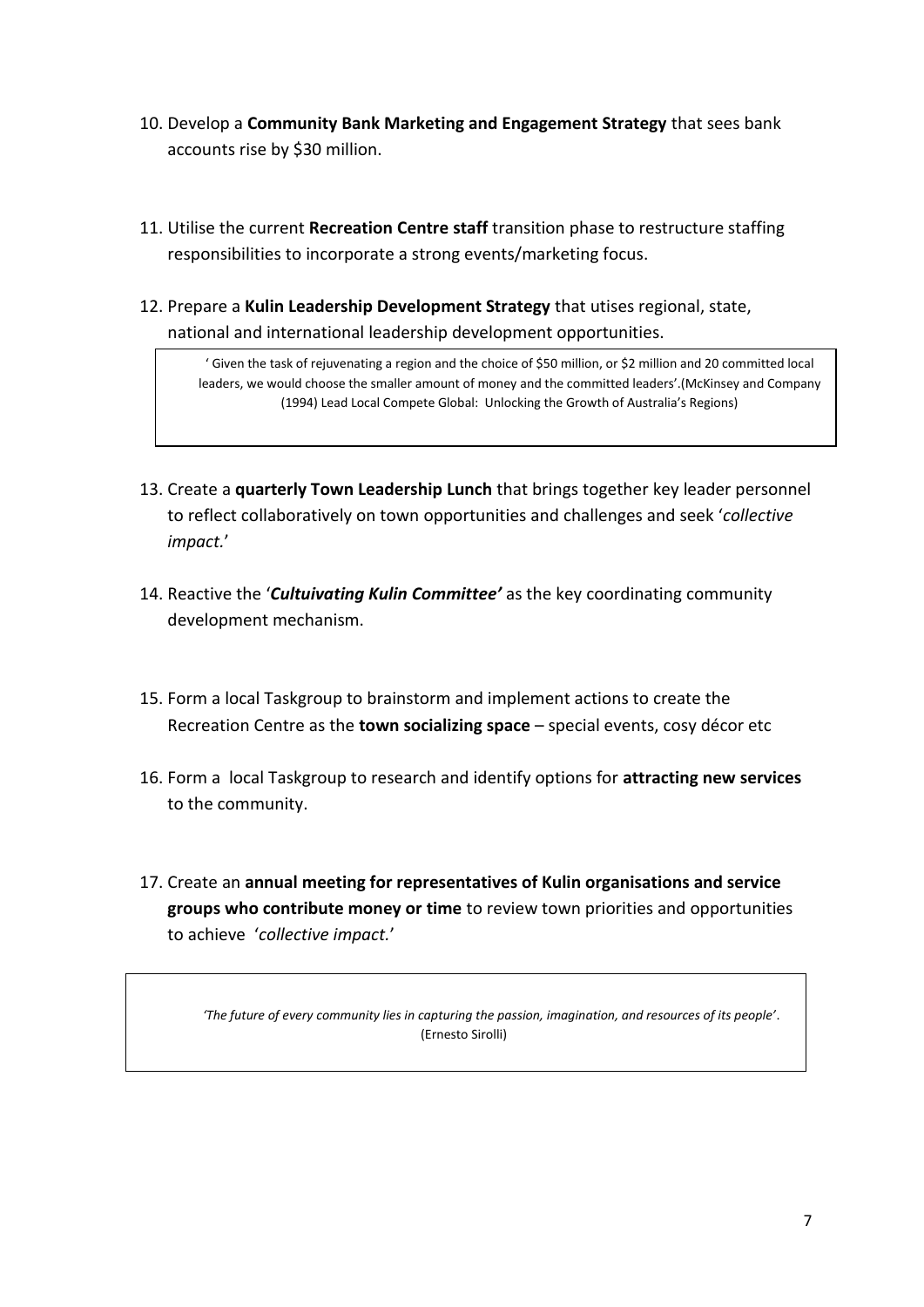10. Develop a **Community Bank Marketing and Engagement Strategy** that sees bank accounts rise by $30 million.

11. Utilise the current **Recreation Centre staff** transition phase to restructure staffing responsibilities to incorporate a strong events/marketing focus.

12. Prepare a **Kulin Leadership Development Strategy** that utises regional, state, national and international leadership development opportunities.

> ' Given the task of rejuvenating a region and the choice of $50 million, or $2 million and 20 committed local leaders, we would choose the smaller amount of money and the committed leaders'.(McKinsey and Company (1994) Lead Local Compete Global: Unlocking the Growth of Australia's Regions)

13. Create a **quarterly Town Leadership Lunch** that brings together key leader personnel to reflect collaboratively on town opportunities and challenges and seek '*collective impact.*'

14. Reactive the '***Cultuivating Kulin Committee'*** as the key coordinating community development mechanism.

15. Form a local Taskgroup to brainstorm and implement actions to create the Recreation Centre as the **town socializing space** – special events, cosy décor etc

16. Form a local Taskgroup to research and identify options for **attracting new services** to the community.

17. Create an **annual meeting for representatives of Kulin organisations and service groups who contribute money or time** to review town priorities and opportunities to achieve '*collective impact.*'

> *'The future of every community lies in capturing the passion, imagination, and resources of its people'*. (Ernesto Sirolli)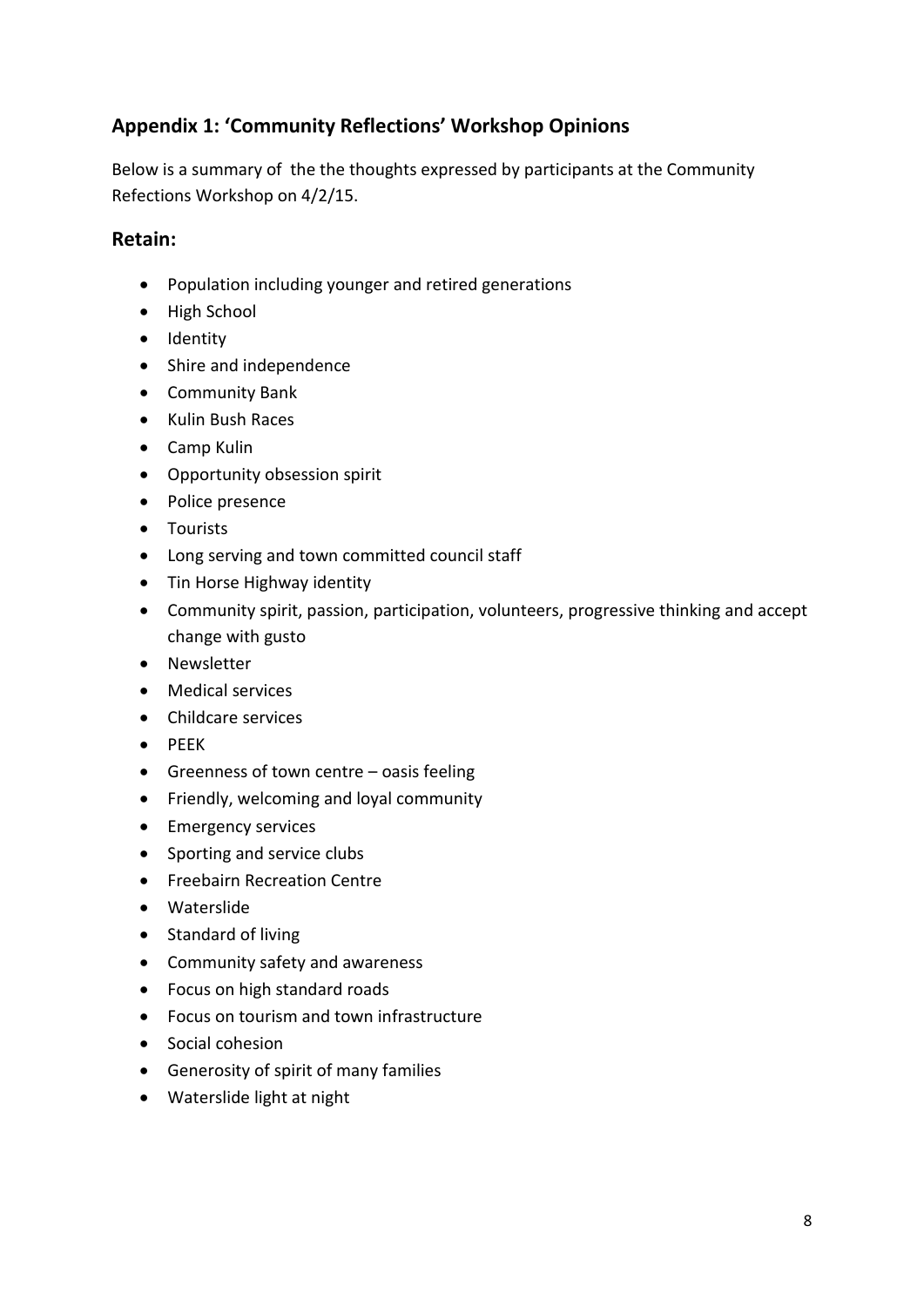## Appendix 1: 'Community Reflections' Workshop Opinions

Below is a summary of the the thoughts expressed by participants at the Community Refections Workshop on 4/2/15.

### Retain:

- Population including younger and retired generations
- High School
- Identity
- Shire and independence
- Community Bank
- Kulin Bush Races
- Camp Kulin
- Opportunity obsession spirit
- Police presence
- Tourists
- Long serving and town committed council staff
- Tin Horse Highway identity
- Community spirit, passion, participation, volunteers, progressive thinking and accept change with gusto
- Newsletter
- Medical services
- Childcare services
- PEEK
- Greenness of town centre – oasis feeling
- Friendly, welcoming and loyal community
- Emergency services
- Sporting and service clubs
- Freebairn Recreation Centre
- Waterslide
- Standard of living
- Community safety and awareness
- Focus on high standard roads
- Focus on tourism and town infrastructure
- Social cohesion
- Generosity of spirit of many families
- Waterslide light at night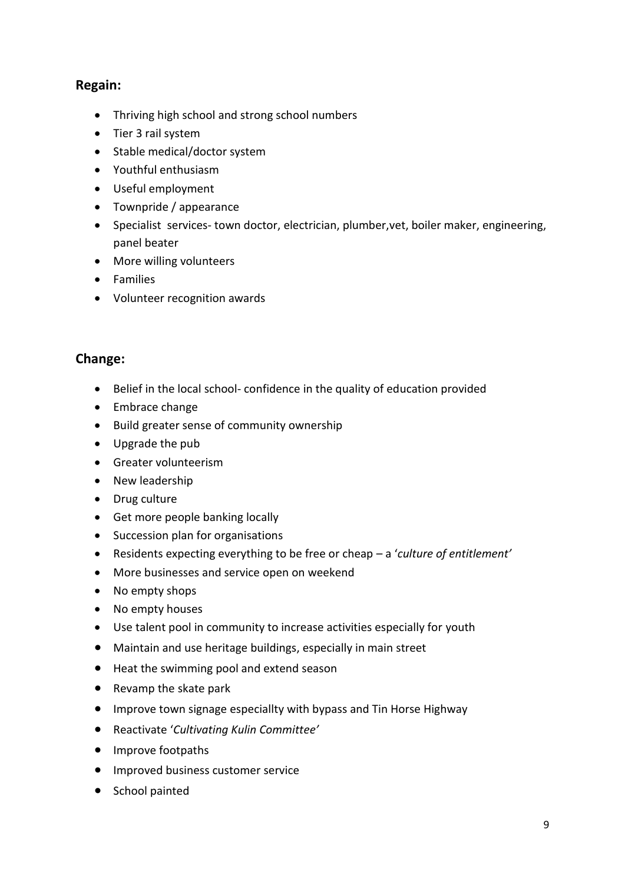## Regain:

- Thriving high school and strong school numbers
- Tier 3 rail system
- Stable medical/doctor system
- Youthful enthusiasm
- Useful employment
- Townpride / appearance
- Specialist services- town doctor, electrician, plumber,vet, boiler maker, engineering, panel beater
- More willing volunteers
- Families
- Volunteer recognition awards

## Change:

- Belief in the local school- confidence in the quality of education provided
- Embrace change
- Build greater sense of community ownership
- Upgrade the pub
- Greater volunteerism
- New leadership
- Drug culture
- Get more people banking locally
- Succession plan for organisations
- Residents expecting everything to be free or cheap – a '*culture of entitlement'*
- More businesses and service open on weekend
- No empty shops
- No empty houses
- Use talent pool in community to increase activities especially for youth
- Maintain and use heritage buildings, especially in main street
- Heat the swimming pool and extend season
- Revamp the skate park
- Improve town signage especiallty with bypass and Tin Horse Highway
- Reactivate '*Cultivating Kulin Committee'*
- Improve footpaths
- Improved business customer service
- School painted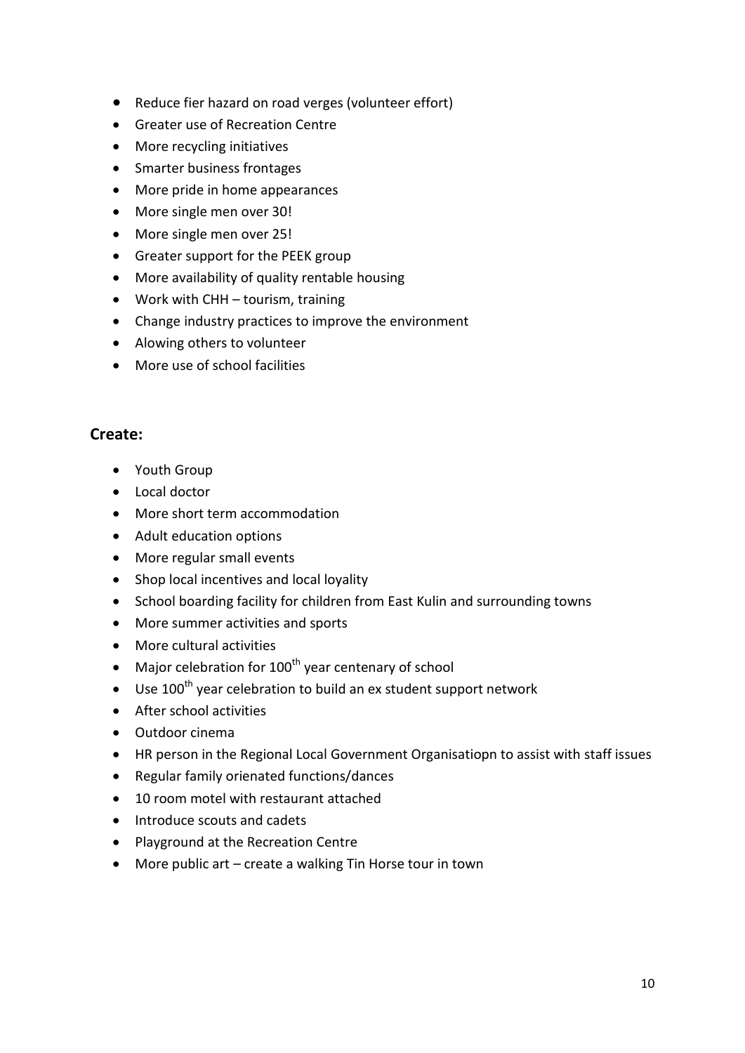- Reduce fier hazard on road verges (volunteer effort)
- Greater use of Recreation Centre
- More recycling initiatives
- Smarter business frontages
- More pride in home appearances
- More single men over 30!
- More single men over 25!
- Greater support for the PEEK group
- More availability of quality rentable housing
- Work with CHH – tourism, training
- Change industry practices to improve the environment
- Alowing others to volunteer
- More use of school facilities

## Create:

- Youth Group
- Local doctor
- More short term accommodation
- Adult education options
- More regular small events
- Shop local incentives and local loyality
- School boarding facility for children from East Kulin and surrounding towns
- More summer activities and sports
- More cultural activities
- Major celebration for 100th year centenary of school
- Use 100th year celebration to build an ex student support network
- After school activities
- Outdoor cinema
- HR person in the Regional Local Government Organisatiopn to assist with staff issues
- Regular family orienated functions/dances
- 10 room motel with restaurant attached
- Introduce scouts and cadets
- Playground at the Recreation Centre
- More public art – create a walking Tin Horse tour in town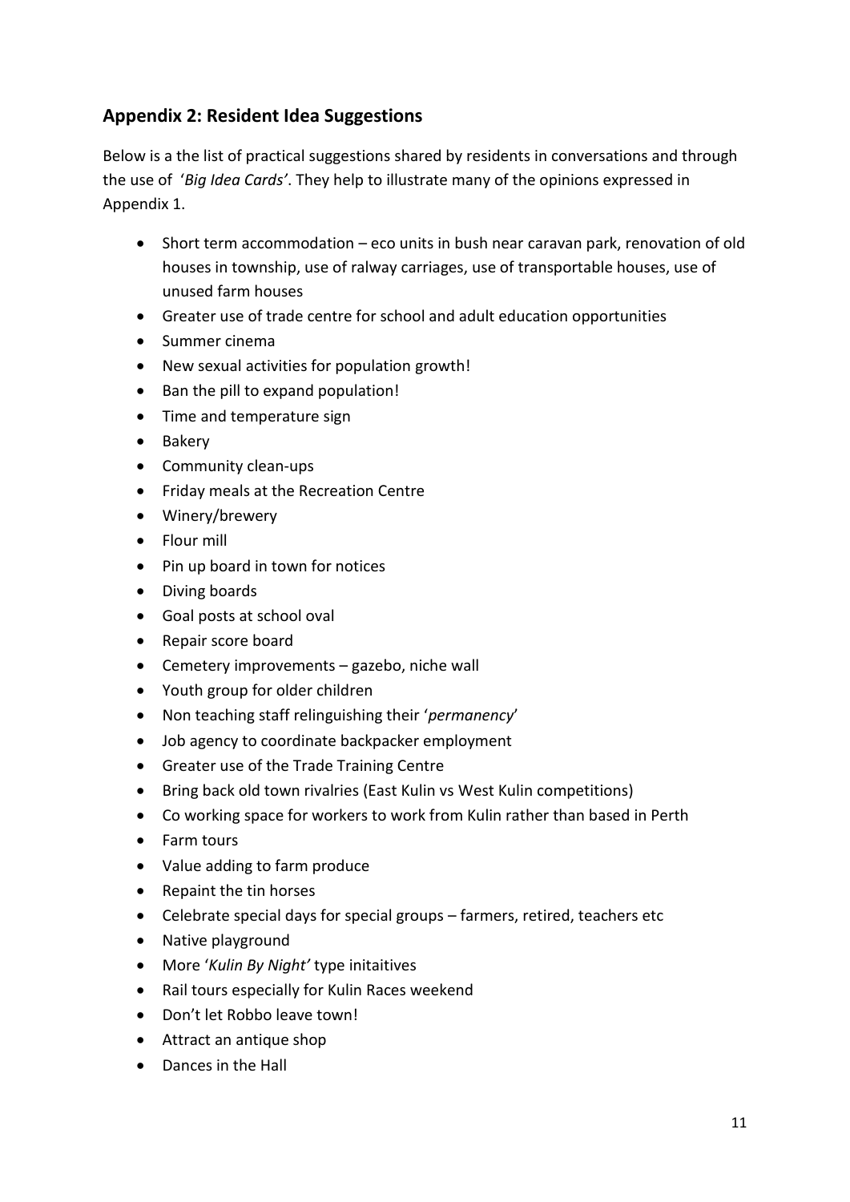## Appendix 2: Resident Idea Suggestions

Below is a the list of practical suggestions shared by residents in conversations and through the use of '*Big Idea Cards'*. They help to illustrate many of the opinions expressed in Appendix 1.

- Short term accommodation – eco units in bush near caravan park, renovation of old houses in township, use of ralway carriages, use of transportable houses, use of unused farm houses
- Greater use of trade centre for school and adult education opportunities
- Summer cinema
- New sexual activities for population growth!
- Ban the pill to expand population!
- Time and temperature sign
- Bakery
- Community clean-ups
- Friday meals at the Recreation Centre
- Winery/brewery
- Flour mill
- Pin up board in town for notices
- Diving boards
- Goal posts at school oval
- Repair score board
- Cemetery improvements – gazebo, niche wall
- Youth group for older children
- Non teaching staff relinguishing their '*permanency*'
- Job agency to coordinate backpacker employment
- Greater use of the Trade Training Centre
- Bring back old town rivalries (East Kulin vs West Kulin competitions)
- Co working space for workers to work from Kulin rather than based in Perth
- Farm tours
- Value adding to farm produce
- Repaint the tin horses
- Celebrate special days for special groups – farmers, retired, teachers etc
- Native playground
- More '*Kulin By Night'* type initaitives
- Rail tours especially for Kulin Races weekend
- Don't let Robbo leave town!
- Attract an antique shop
- Dances in the Hall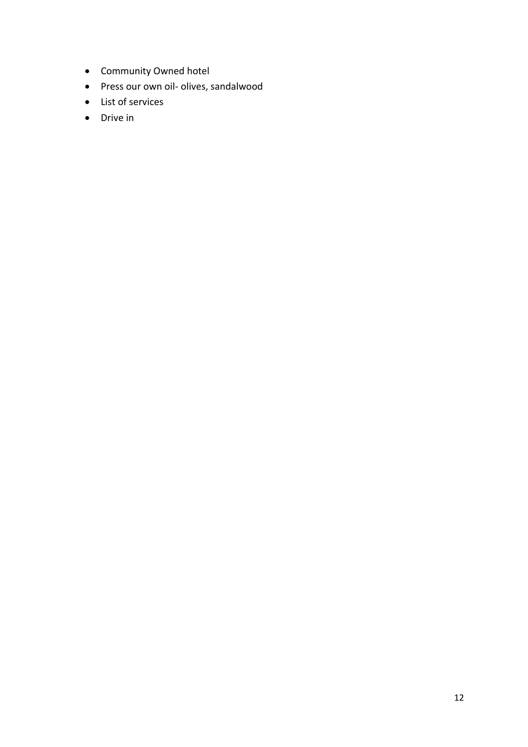- Community Owned hotel
- Press our own oil- olives, sandalwood
- List of services
- Drive in